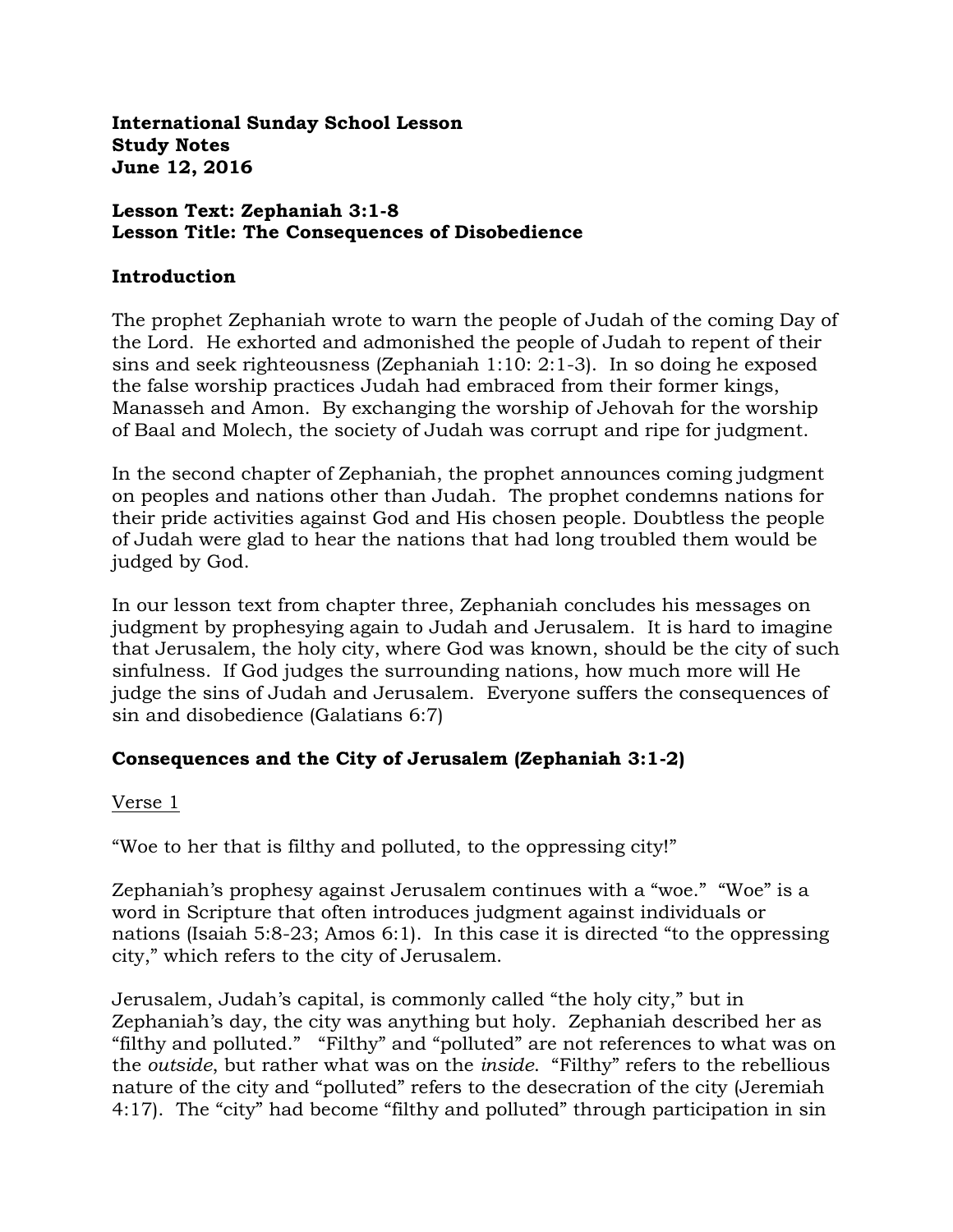**International Sunday School Lesson**
**Study Notes**
**June 12, 2016**

**Lesson Text: Zephaniah 3:1-8**
**Lesson Title: The Consequences of Disobedience**

## Introduction

The prophet Zephaniah wrote to warn the people of Judah of the coming Day of the Lord. He exhorted and admonished the people of Judah to repent of their sins and seek righteousness (Zephaniah 1:10: 2:1-3). In so doing he exposed the false worship practices Judah had embraced from their former kings, Manasseh and Amon. By exchanging the worship of Jehovah for the worship of Baal and Molech, the society of Judah was corrupt and ripe for judgment.

In the second chapter of Zephaniah, the prophet announces coming judgment on peoples and nations other than Judah. The prophet condemns nations for their pride activities against God and His chosen people. Doubtless the people of Judah were glad to hear the nations that had long troubled them would be judged by God.

In our lesson text from chapter three, Zephaniah concludes his messages on judgment by prophesying again to Judah and Jerusalem. It is hard to imagine that Jerusalem, the holy city, where God was known, should be the city of such sinfulness. If God judges the surrounding nations, how much more will He judge the sins of Judah and Jerusalem. Everyone suffers the consequences of sin and disobedience (Galatians 6:7)

## Consequences and the City of Jerusalem (Zephaniah 3:1-2)

Verse 1

"Woe to her that is filthy and polluted, to the oppressing city!"

Zephaniah's prophesy against Jerusalem continues with a "woe." "Woe" is a word in Scripture that often introduces judgment against individuals or nations (Isaiah 5:8-23; Amos 6:1). In this case it is directed "to the oppressing city," which refers to the city of Jerusalem.

Jerusalem, Judah's capital, is commonly called "the holy city," but in Zephaniah's day, the city was anything but holy. Zephaniah described her as "filthy and polluted." "Filthy" and "polluted" are not references to what was on the *outside*, but rather what was on the *inside*. "Filthy" refers to the rebellious nature of the city and "polluted" refers to the desecration of the city (Jeremiah 4:17). The "city" had become "filthy and polluted" through participation in sin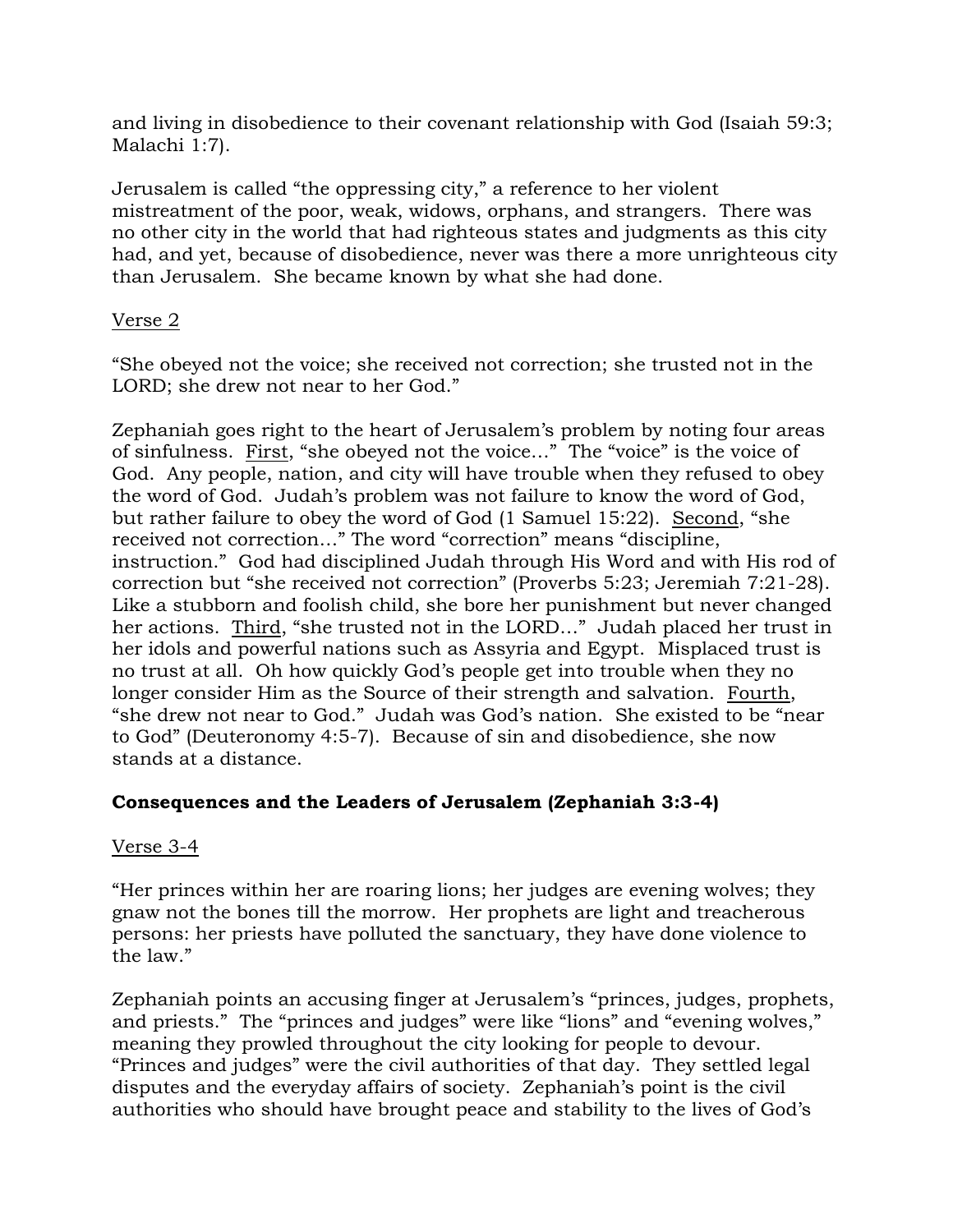and living in disobedience to their covenant relationship with God (Isaiah 59:3; Malachi 1:7).

Jerusalem is called "the oppressing city," a reference to her violent mistreatment of the poor, weak, widows, orphans, and strangers. There was no other city in the world that had righteous states and judgments as this city had, and yet, because of disobedience, never was there a more unrighteous city than Jerusalem. She became known by what she had done.

<u>Verse 2</u>

"She obeyed not the voice; she received not correction; she trusted not in the LORD; she drew not near to her God."

Zephaniah goes right to the heart of Jerusalem's problem by noting four areas of sinfulness. <u>First</u>, "she obeyed not the voice…" The "voice" is the voice of God. Any people, nation, and city will have trouble when they refused to obey the word of God. Judah's problem was not failure to know the word of God, but rather failure to obey the word of God (1 Samuel 15:22). <u>Second</u>, "she received not correction…" The word "correction" means "discipline, instruction." God had disciplined Judah through His Word and with His rod of correction but "she received not correction" (Proverbs 5:23; Jeremiah 7:21-28). Like a stubborn and foolish child, she bore her punishment but never changed her actions. <u>Third</u>, "she trusted not in the LORD…" Judah placed her trust in her idols and powerful nations such as Assyria and Egypt. Misplaced trust is no trust at all. Oh how quickly God's people get into trouble when they no longer consider Him as the Source of their strength and salvation. <u>Fourth</u>, "she drew not near to God." Judah was God's nation. She existed to be "near to God" (Deuteronomy 4:5-7). Because of sin and disobedience, she now stands at a distance.

**Consequences and the Leaders of Jerusalem (Zephaniah 3:3-4)**

<u>Verse 3-4</u>

"Her princes within her are roaring lions; her judges are evening wolves; they gnaw not the bones till the morrow. Her prophets are light and treacherous persons: her priests have polluted the sanctuary, they have done violence to the law."

Zephaniah points an accusing finger at Jerusalem's "princes, judges, prophets, and priests." The "princes and judges" were like "lions" and "evening wolves," meaning they prowled throughout the city looking for people to devour. "Princes and judges" were the civil authorities of that day. They settled legal disputes and the everyday affairs of society. Zephaniah's point is the civil authorities who should have brought peace and stability to the lives of God's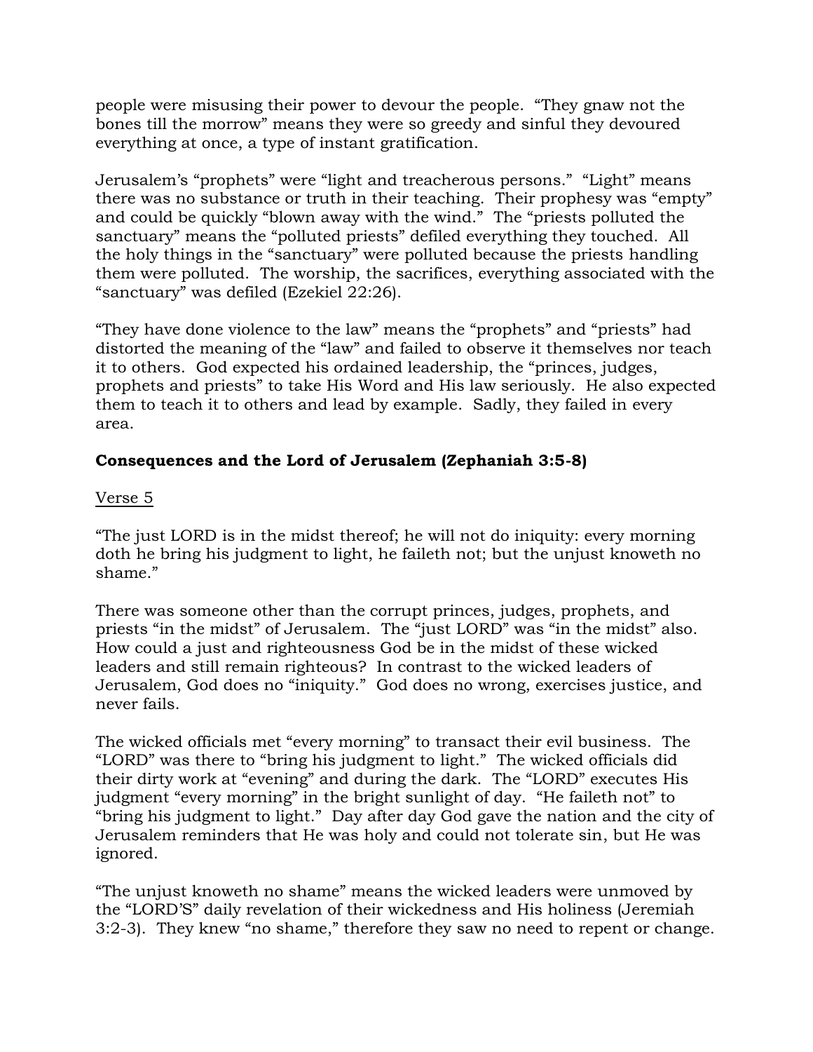people were misusing their power to devour the people. "They gnaw not the bones till the morrow" means they were so greedy and sinful they devoured everything at once, a type of instant gratification.

Jerusalem's "prophets" were "light and treacherous persons." "Light" means there was no substance or truth in their teaching. Their prophesy was "empty" and could be quickly "blown away with the wind." The "priests polluted the sanctuary" means the "polluted priests" defiled everything they touched. All the holy things in the "sanctuary" were polluted because the priests handling them were polluted. The worship, the sacrifices, everything associated with the "sanctuary" was defiled (Ezekiel 22:26).

"They have done violence to the law" means the "prophets" and "priests" had distorted the meaning of the "law" and failed to observe it themselves nor teach it to others. God expected his ordained leadership, the "princes, judges, prophets and priests" to take His Word and His law seriously. He also expected them to teach it to others and lead by example. Sadly, they failed in every area.

**Consequences and the Lord of Jerusalem (Zephaniah 3:5-8)**

<u>Verse 5</u>

"The just LORD is in the midst thereof; he will not do iniquity: every morning doth he bring his judgment to light, he faileth not; but the unjust knoweth no shame."

There was someone other than the corrupt princes, judges, prophets, and priests "in the midst" of Jerusalem. The "just LORD" was "in the midst" also. How could a just and righteousness God be in the midst of these wicked leaders and still remain righteous? In contrast to the wicked leaders of Jerusalem, God does no "iniquity." God does no wrong, exercises justice, and never fails.

The wicked officials met "every morning" to transact their evil business. The "LORD" was there to "bring his judgment to light." The wicked officials did their dirty work at "evening" and during the dark. The "LORD" executes His judgment "every morning" in the bright sunlight of day. "He faileth not" to "bring his judgment to light." Day after day God gave the nation and the city of Jerusalem reminders that He was holy and could not tolerate sin, but He was ignored.

"The unjust knoweth no shame" means the wicked leaders were unmoved by the "LORD'S" daily revelation of their wickedness and His holiness (Jeremiah 3:2-3). They knew "no shame," therefore they saw no need to repent or change.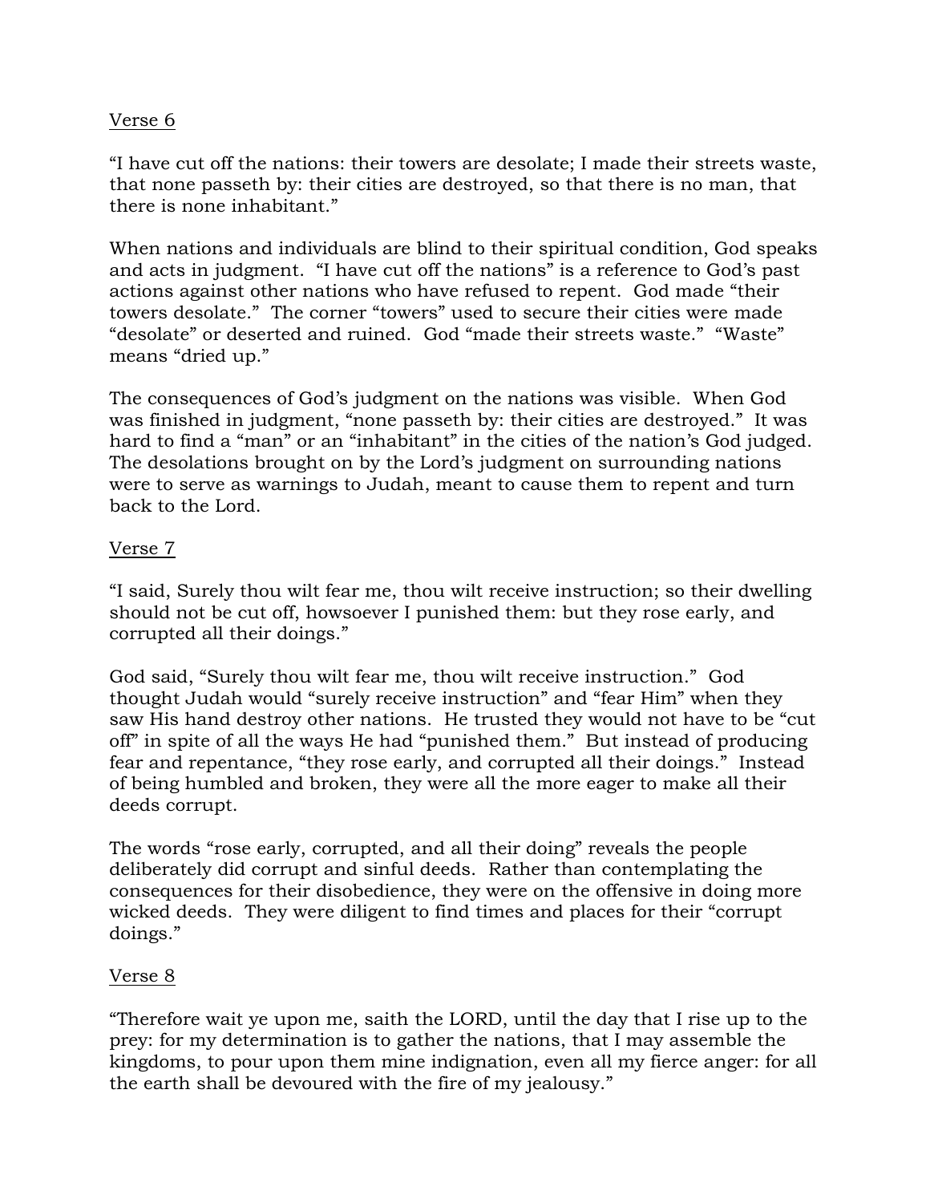<u>Verse 6</u>

"I have cut off the nations: their towers are desolate; I made their streets waste, that none passeth by: their cities are destroyed, so that there is no man, that there is none inhabitant."

When nations and individuals are blind to their spiritual condition, God speaks and acts in judgment. "I have cut off the nations" is a reference to God's past actions against other nations who have refused to repent. God made "their towers desolate." The corner "towers" used to secure their cities were made "desolate" or deserted and ruined. God "made their streets waste." "Waste" means "dried up."

The consequences of God's judgment on the nations was visible. When God was finished in judgment, "none passeth by: their cities are destroyed." It was hard to find a "man" or an "inhabitant" in the cities of the nation's God judged. The desolations brought on by the Lord's judgment on surrounding nations were to serve as warnings to Judah, meant to cause them to repent and turn back to the Lord.

<u>Verse 7</u>

"I said, Surely thou wilt fear me, thou wilt receive instruction; so their dwelling should not be cut off, howsoever I punished them: but they rose early, and corrupted all their doings."

God said, "Surely thou wilt fear me, thou wilt receive instruction." God thought Judah would "surely receive instruction" and "fear Him" when they saw His hand destroy other nations. He trusted they would not have to be "cut off" in spite of all the ways He had "punished them." But instead of producing fear and repentance, "they rose early, and corrupted all their doings." Instead of being humbled and broken, they were all the more eager to make all their deeds corrupt.

The words "rose early, corrupted, and all their doing" reveals the people deliberately did corrupt and sinful deeds. Rather than contemplating the consequences for their disobedience, they were on the offensive in doing more wicked deeds. They were diligent to find times and places for their "corrupt doings."

<u>Verse 8</u>

"Therefore wait ye upon me, saith the LORD, until the day that I rise up to the prey: for my determination is to gather the nations, that I may assemble the kingdoms, to pour upon them mine indignation, even all my fierce anger: for all the earth shall be devoured with the fire of my jealousy."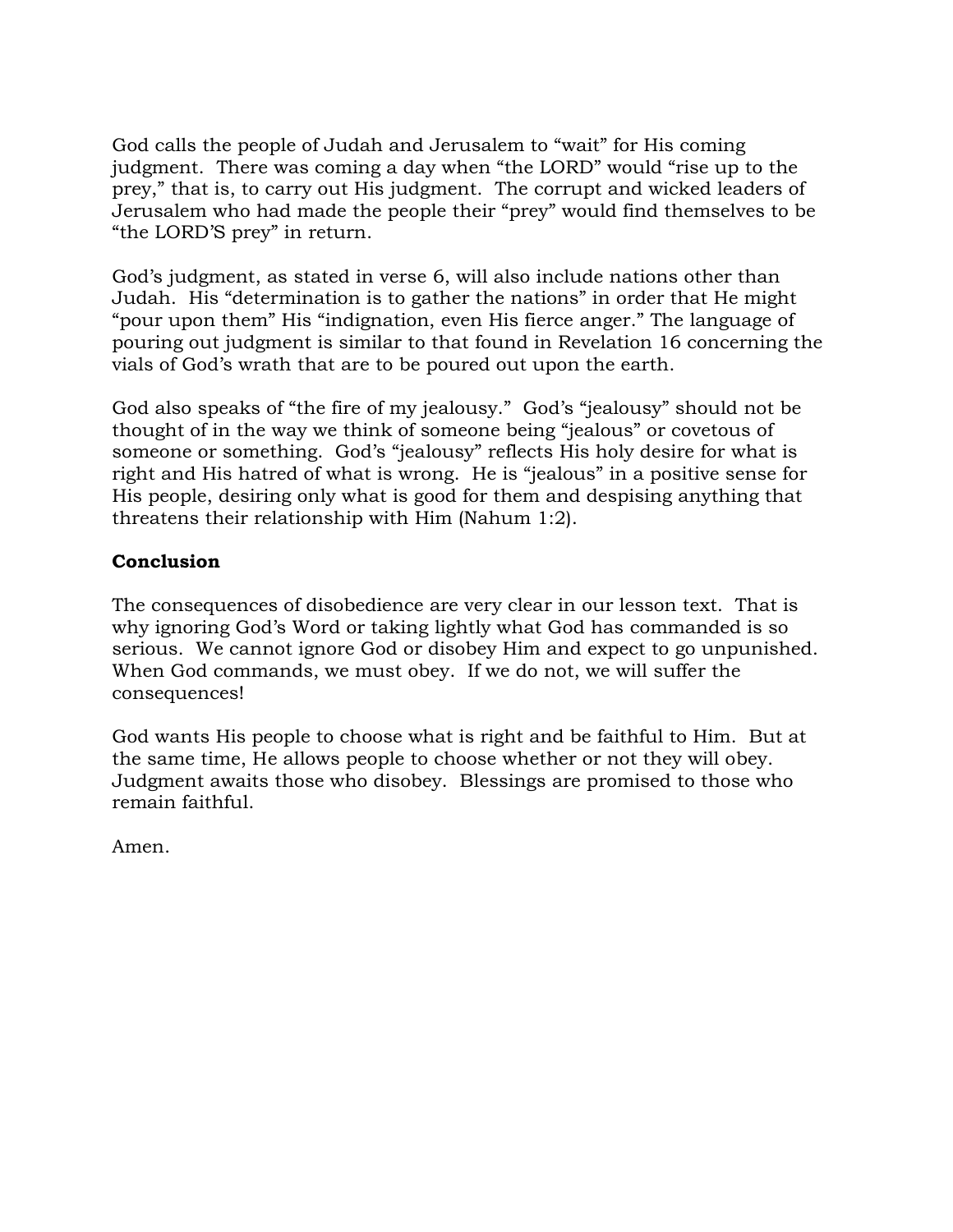God calls the people of Judah and Jerusalem to “wait” for His coming judgment. There was coming a day when “the LORD” would “rise up to the prey,” that is, to carry out His judgment. The corrupt and wicked leaders of Jerusalem who had made the people their “prey” would find themselves to be “the LORD’S prey” in return.

God’s judgment, as stated in verse 6, will also include nations other than Judah. His “determination is to gather the nations” in order that He might “pour upon them” His “indignation, even His fierce anger.” The language of pouring out judgment is similar to that found in Revelation 16 concerning the vials of God’s wrath that are to be poured out upon the earth.

God also speaks of “the fire of my jealousy.” God’s “jealousy” should not be thought of in the way we think of someone being “jealous” or covetous of someone or something. God’s “jealousy” reflects His holy desire for what is right and His hatred of what is wrong. He is “jealous” in a positive sense for His people, desiring only what is good for them and despising anything that threatens their relationship with Him (Nahum 1:2).

**Conclusion**

The consequences of disobedience are very clear in our lesson text. That is why ignoring God’s Word or taking lightly what God has commanded is so serious. We cannot ignore God or disobey Him and expect to go unpunished. When God commands, we must obey. If we do not, we will suffer the consequences!

God wants His people to choose what is right and be faithful to Him. But at the same time, He allows people to choose whether or not they will obey. Judgment awaits those who disobey. Blessings are promised to those who remain faithful.

Amen.